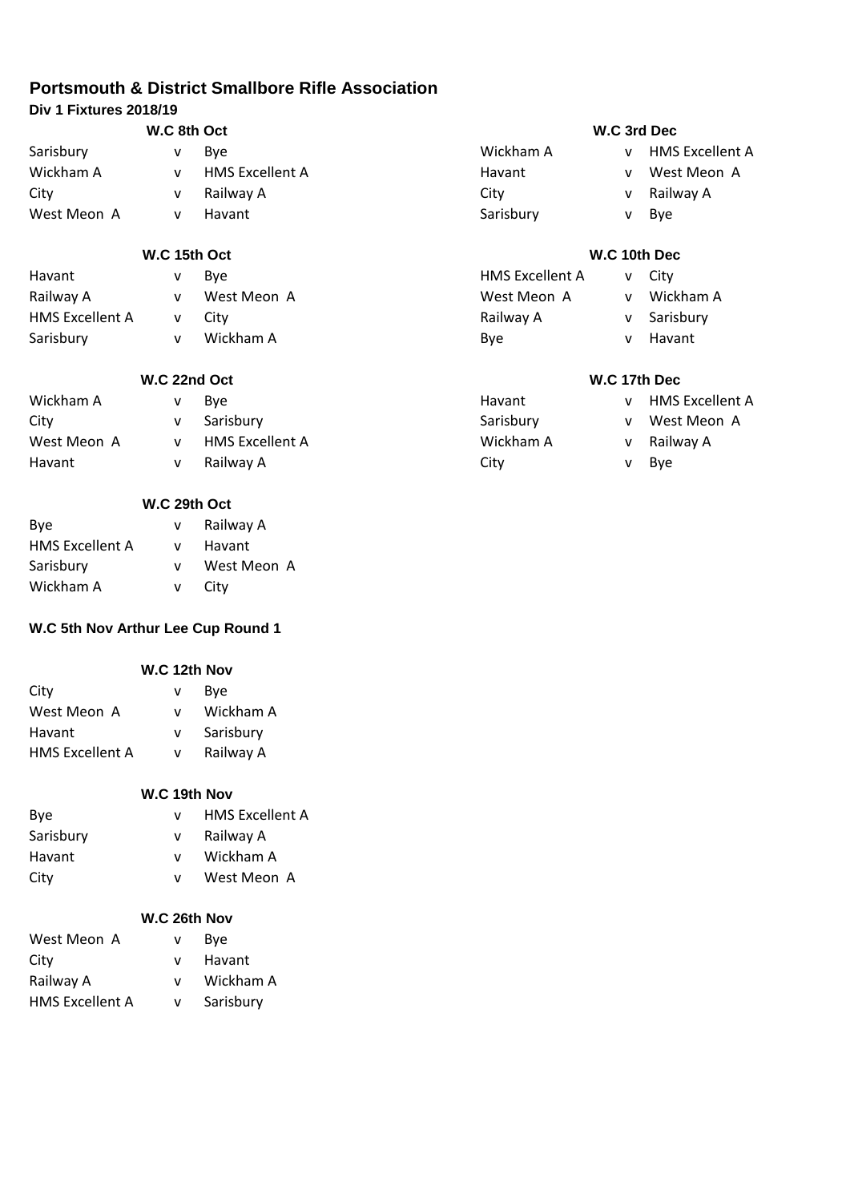# Portsmouth & District Smallbore Rifle Association

## Div 1 Fixtures 2018/19

### W.C 8th Oct

| | | |
|---|---|---|
| Sarisbury | v | Bye |
| Wickham A | v | HMS Excellent A |
| City | v | Railway A |
| West Meon A | v | Havant |

### W.C 15th Oct

| | | |
|---|---|---|
| Havant | v | Bye |
| Railway A | v | West Meon A |
| HMS Excellent A | v | City |
| Sarisbury | v | Wickham A |

### W.C 22nd Oct

| | | |
|---|---|---|
| Wickham A | v | Bye |
| City | v | Sarisbury |
| West Meon A | v | HMS Excellent A |
| Havant | v | Railway A |

### W.C 29th Oct

| | | |
|---|---|---|
| Bye | v | Railway A |
| HMS Excellent A | v | Havant |
| Sarisbury | v | West Meon A |
| Wickham A | v | City |

### W.C 5th Nov Arthur Lee Cup Round 1

### W.C 12th Nov

| | | |
|---|---|---|
| City | v | Bye |
| West Meon A | v | Wickham A |
| Havant | v | Sarisbury |
| HMS Excellent A | v | Railway A |

### W.C 19th Nov

| | | |
|---|---|---|
| Bye | v | HMS Excellent A |
| Sarisbury | v | Railway A |
| Havant | v | Wickham A |
| City | v | West Meon A |

### W.C 26th Nov

| | | |
|---|---|---|
| West Meon A | v | Bye |
| City | v | Havant |
| Railway A | v | Wickham A |
| HMS Excellent A | v | Sarisbury |

### W.C 3rd Dec

| | | |
|---|---|---|
| Wickham A | v | HMS Excellent A |
| Havant | v | West Meon A |
| City | v | Railway A |
| Sarisbury | v | Bye |

### W.C 10th Dec

| | | |
|---|---|---|
| HMS Excellent A | v | City |
| West Meon A | v | Wickham A |
| Railway A | v | Sarisbury |
| Bye | v | Havant |

### W.C 17th Dec

| | | |
|---|---|---|
| Havant | v | HMS Excellent A |
| Sarisbury | v | West Meon A |
| Wickham A | v | Railway A |
| City | v | Bye |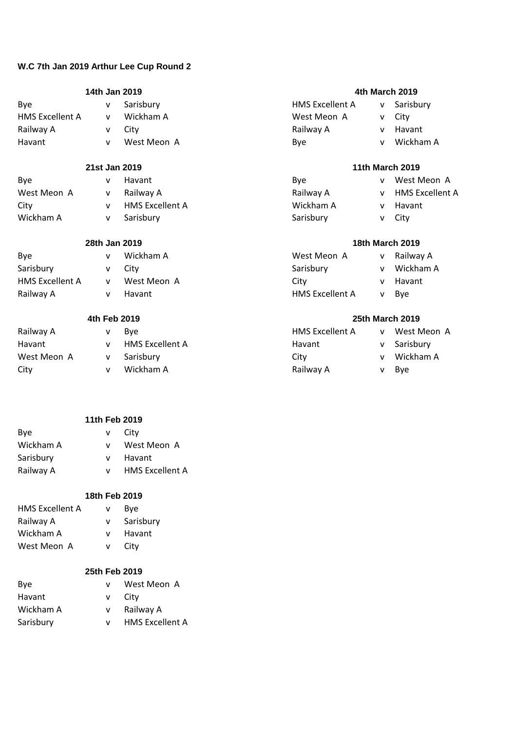**W.C 7th Jan 2019 Arthur Lee Cup Round 2**

**14th Jan 2019**

| | | |
|---|---|---|
| Bye | v | Sarisbury |
| HMS Excellent A | v | Wickham A |
| Railway A | v | City |
| Havant | v | West Meon A |

**21st Jan 2019**

| | | |
|---|---|---|
| Bye | v | Havant |
| West Meon A | v | Railway A |
| City | v | HMS Excellent A |
| Wickham A | v | Sarisbury |

**28th Jan 2019**

| | | |
|---|---|---|
| Bye | v | Wickham A |
| Sarisbury | v | City |
| HMS Excellent A | v | West Meon A |
| Railway A | v | Havant |

**4th Feb 2019**

| | | |
|---|---|---|
| Railway A | v | Bye |
| Havant | v | HMS Excellent A |
| West Meon A | v | Sarisbury |
| City | v | Wickham A |

**11th Feb 2019**

| | | |
|---|---|---|
| Bye | v | City |
| Wickham A | v | West Meon A |
| Sarisbury | v | Havant |
| Railway A | v | HMS Excellent A |

**18th Feb 2019**

| | | |
|---|---|---|
| HMS Excellent A | v | Bye |
| Railway A | v | Sarisbury |
| Wickham A | v | Havant |
| West Meon A | v | City |

**25th Feb 2019**

| | | |
|---|---|---|
| Bye | v | West Meon A |
| Havant | v | City |
| Wickham A | v | Railway A |
| Sarisbury | v | HMS Excellent A |

**4th March 2019**

| | | |
|---|---|---|
| HMS Excellent A | v | Sarisbury |
| West Meon A | v | City |
| Railway A | v | Havant |
| Bye | v | Wickham A |

**11th March 2019**

| | | |
|---|---|---|
| Bye | v | West Meon A |
| Railway A | v | HMS Excellent A |
| Wickham A | v | Havant |
| Sarisbury | v | City |

**18th March 2019**

| | | |
|---|---|---|
| West Meon A | v | Railway A |
| Sarisbury | v | Wickham A |
| City | v | Havant |
| HMS Excellent A | v | Bye |

**25th March 2019**

| | | |
|---|---|---|
| HMS Excellent A | v | West Meon A |
| Havant | v | Sarisbury |
| City | v | Wickham A |
| Railway A | v | Bye |